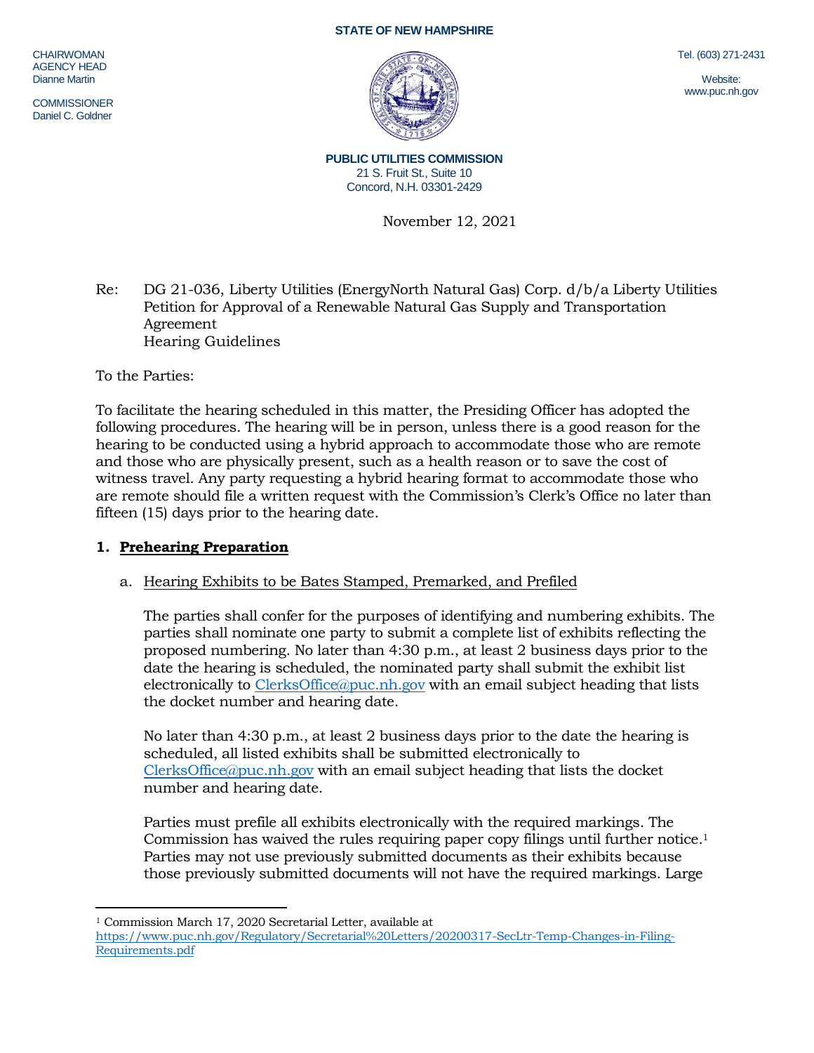CHAIRWOMAN
AGENCY HEAD
Dianne Martin

COMMISSIONER
Daniel C. Goldner

**STATE OF NEW HAMPSHIRE**

**PUBLIC UTILITIES COMMISSION**
21 S. Fruit St., Suite 10
Concord, N.H. 03301-2429

Tel. (603) 271-2431

Website:
www.puc.nh.gov

November 12, 2021

Re: DG 21-036, Liberty Utilities (EnergyNorth Natural Gas) Corp. d/b/a Liberty Utilities Petition for Approval of a Renewable Natural Gas Supply and Transportation Agreement
Hearing Guidelines

To the Parties:

To facilitate the hearing scheduled in this matter, the Presiding Officer has adopted the following procedures. The hearing will be in person, unless there is a good reason for the hearing to be conducted using a hybrid approach to accommodate those who are remote and those who are physically present, such as a health reason or to save the cost of witness travel. Any party requesting a hybrid hearing format to accommodate those who are remote should file a written request with the Commission's Clerk's Office no later than fifteen (15) days prior to the hearing date.

## 1. Prehearing Preparation

a. Hearing Exhibits to be Bates Stamped, Premarked, and Prefiled

The parties shall confer for the purposes of identifying and numbering exhibits. The parties shall nominate one party to submit a complete list of exhibits reflecting the proposed numbering. No later than 4:30 p.m., at least 2 business days prior to the date the hearing is scheduled, the nominated party shall submit the exhibit list electronically to ClerksOffice@puc.nh.gov with an email subject heading that lists the docket number and hearing date.

No later than 4:30 p.m., at least 2 business days prior to the date the hearing is scheduled, all listed exhibits shall be submitted electronically to ClerksOffice@puc.nh.gov with an email subject heading that lists the docket number and hearing date.

Parties must prefile all exhibits electronically with the required markings. The Commission has waived the rules requiring paper copy filings until further notice.[1] Parties may not use previously submitted documents as their exhibits because those previously submitted documents will not have the required markings. Large

[1] Commission March 17, 2020 Secretarial Letter, available at https://www.puc.nh.gov/Regulatory/Secretarial%20Letters/20200317-SecLtr-Temp-Changes-in-Filing-Requirements.pdf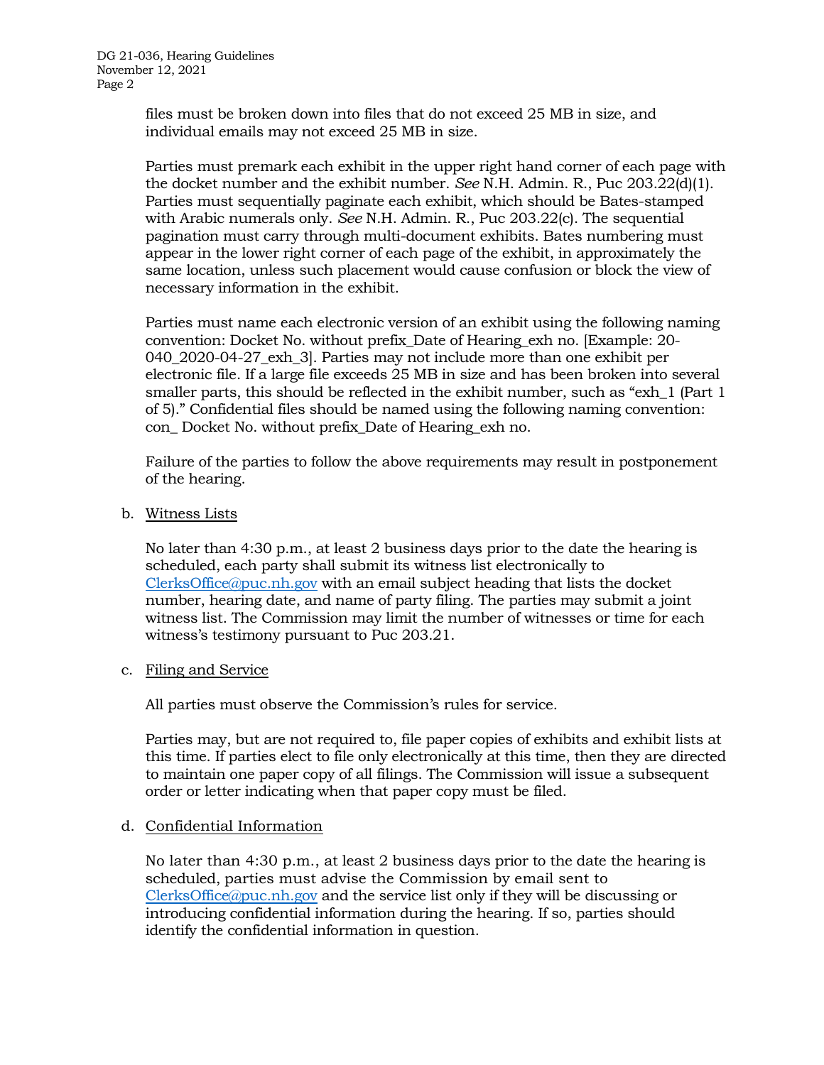files must be broken down into files that do not exceed 25 MB in size, and individual emails may not exceed 25 MB in size.

Parties must premark each exhibit in the upper right hand corner of each page with the docket number and the exhibit number. *See* N.H. Admin. R., Puc 203.22(d)(1). Parties must sequentially paginate each exhibit, which should be Bates-stamped with Arabic numerals only. *See* N.H. Admin. R., Puc 203.22(c). The sequential pagination must carry through multi-document exhibits. Bates numbering must appear in the lower right corner of each page of the exhibit, in approximately the same location, unless such placement would cause confusion or block the view of necessary information in the exhibit.

Parties must name each electronic version of an exhibit using the following naming convention: Docket No. without prefix_Date of Hearing_exh no. [Example: 20-040_2020-04-27_exh_3]. Parties may not include more than one exhibit per electronic file. If a large file exceeds 25 MB in size and has been broken into several smaller parts, this should be reflected in the exhibit number, such as "exh_1 (Part 1 of 5)." Confidential files should be named using the following naming convention: con_ Docket No. without prefix_Date of Hearing_exh no.

Failure of the parties to follow the above requirements may result in postponement of the hearing.

b. <u>Witness Lists</u>

No later than 4:30 p.m., at least 2 business days prior to the date the hearing is scheduled, each party shall submit its witness list electronically to ClerksOffice@puc.nh.gov with an email subject heading that lists the docket number, hearing date, and name of party filing. The parties may submit a joint witness list. The Commission may limit the number of witnesses or time for each witness's testimony pursuant to Puc 203.21.

c. <u>Filing and Service</u>

All parties must observe the Commission's rules for service.

Parties may, but are not required to, file paper copies of exhibits and exhibit lists at this time. If parties elect to file only electronically at this time, then they are directed to maintain one paper copy of all filings. The Commission will issue a subsequent order or letter indicating when that paper copy must be filed.

d. <u>Confidential Information</u>

No later than 4:30 p.m., at least 2 business days prior to the date the hearing is scheduled, parties must advise the Commission by email sent to ClerksOffice@puc.nh.gov and the service list only if they will be discussing or introducing confidential information during the hearing. If so, parties should identify the confidential information in question.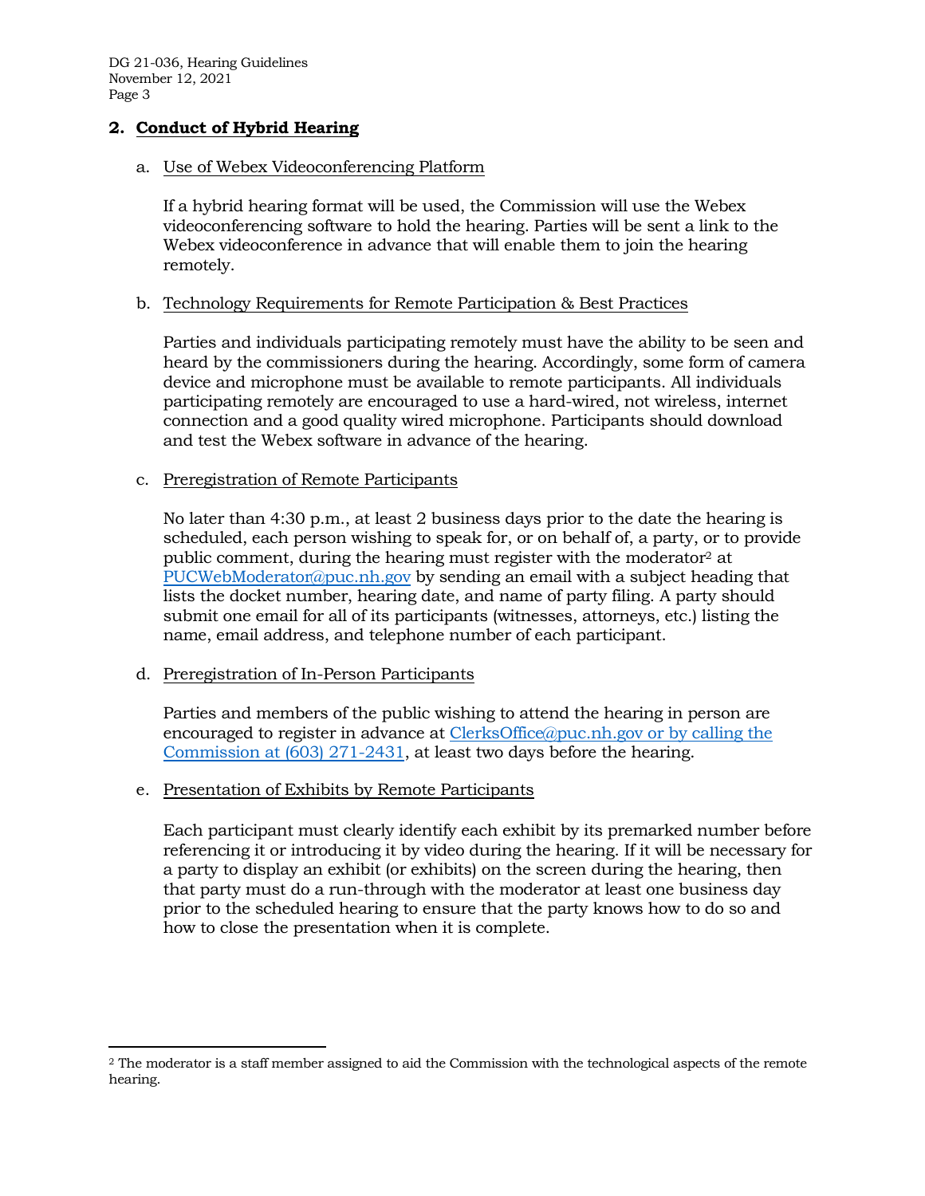## 2. Conduct of Hybrid Hearing

### a. Use of Webex Videoconferencing Platform

If a hybrid hearing format will be used, the Commission will use the Webex videoconferencing software to hold the hearing. Parties will be sent a link to the Webex videoconference in advance that will enable them to join the hearing remotely.

### b. Technology Requirements for Remote Participation & Best Practices

Parties and individuals participating remotely must have the ability to be seen and heard by the commissioners during the hearing. Accordingly, some form of camera device and microphone must be available to remote participants. All individuals participating remotely are encouraged to use a hard-wired, not wireless, internet connection and a good quality wired microphone. Participants should download and test the Webex software in advance of the hearing.

### c. Preregistration of Remote Participants

No later than 4:30 p.m., at least 2 business days prior to the date the hearing is scheduled, each person wishing to speak for, or on behalf of, a party, or to provide public comment, during the hearing must register with the moderator[2] at PUCWebModerator@puc.nh.gov by sending an email with a subject heading that lists the docket number, hearing date, and name of party filing. A party should submit one email for all of its participants (witnesses, attorneys, etc.) listing the name, email address, and telephone number of each participant.

### d. Preregistration of In-Person Participants

Parties and members of the public wishing to attend the hearing in person are encouraged to register in advance at ClerksOffice@puc.nh.gov or by calling the Commission at (603) 271-2431, at least two days before the hearing.

### e. Presentation of Exhibits by Remote Participants

Each participant must clearly identify each exhibit by its premarked number before referencing it or introducing it by video during the hearing. If it will be necessary for a party to display an exhibit (or exhibits) on the screen during the hearing, then that party must do a run-through with the moderator at least one business day prior to the scheduled hearing to ensure that the party knows how to do so and how to close the presentation when it is complete.

---

[2] The moderator is a staff member assigned to aid the Commission with the technological aspects of the remote hearing.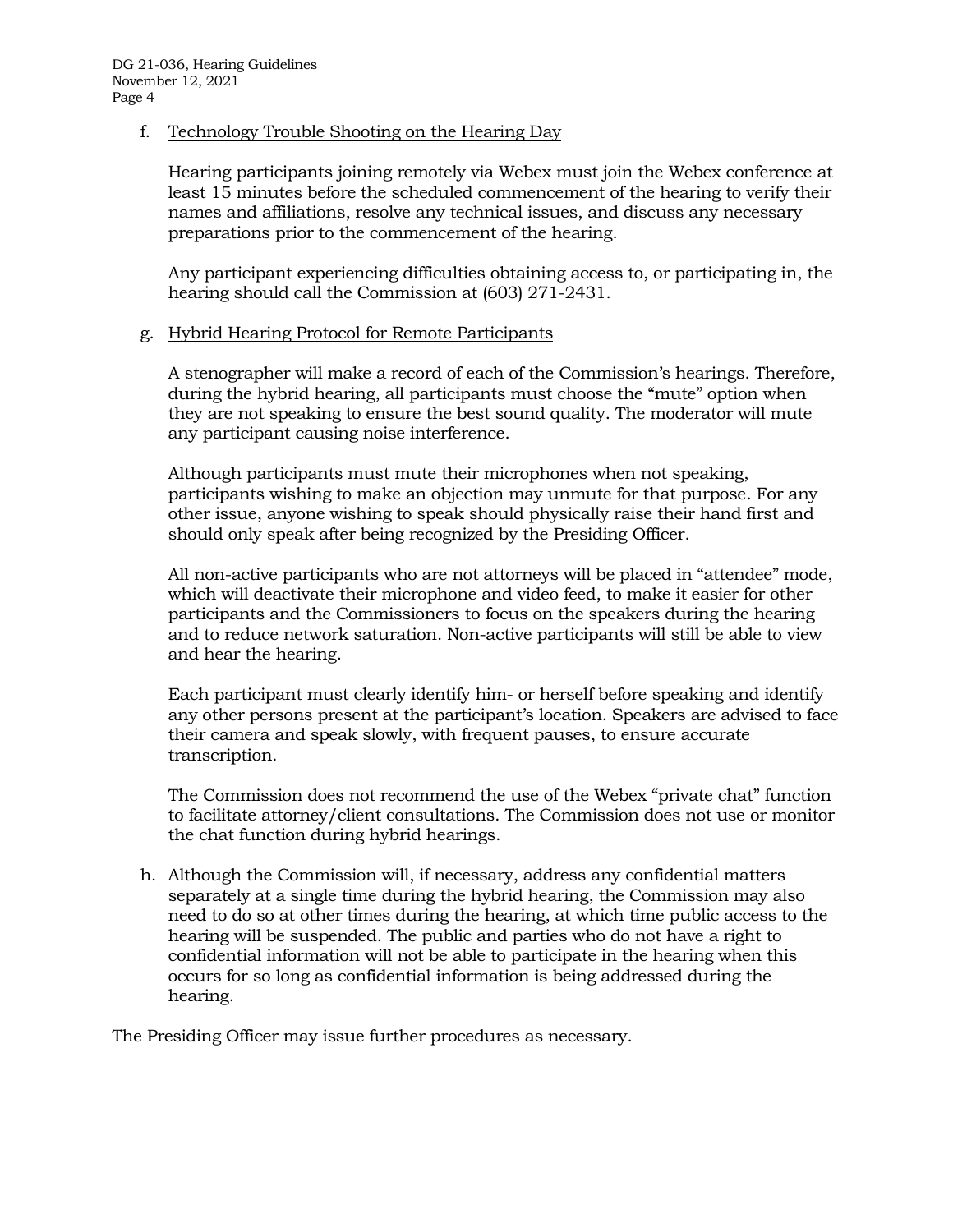f. <u>Technology Trouble Shooting on the Hearing Day</u>

   Hearing participants joining remotely via Webex must join the Webex conference at least 15 minutes before the scheduled commencement of the hearing to verify their names and affiliations, resolve any technical issues, and discuss any necessary preparations prior to the commencement of the hearing.

   Any participant experiencing difficulties obtaining access to, or participating in, the hearing should call the Commission at (603) 271-2431.

g. <u>Hybrid Hearing Protocol for Remote Participants</u>

   A stenographer will make a record of each of the Commission's hearings. Therefore, during the hybrid hearing, all participants must choose the "mute" option when they are not speaking to ensure the best sound quality. The moderator will mute any participant causing noise interference.

   Although participants must mute their microphones when not speaking, participants wishing to make an objection may unmute for that purpose. For any other issue, anyone wishing to speak should physically raise their hand first and should only speak after being recognized by the Presiding Officer.

   All non-active participants who are not attorneys will be placed in "attendee" mode, which will deactivate their microphone and video feed, to make it easier for other participants and the Commissioners to focus on the speakers during the hearing and to reduce network saturation. Non-active participants will still be able to view and hear the hearing.

   Each participant must clearly identify him- or herself before speaking and identify any other persons present at the participant's location. Speakers are advised to face their camera and speak slowly, with frequent pauses, to ensure accurate transcription.

   The Commission does not recommend the use of the Webex "private chat" function to facilitate attorney/client consultations. The Commission does not use or monitor the chat function during hybrid hearings.

h. Although the Commission will, if necessary, address any confidential matters separately at a single time during the hybrid hearing, the Commission may also need to do so at other times during the hearing, at which time public access to the hearing will be suspended. The public and parties who do not have a right to confidential information will not be able to participate in the hearing when this occurs for so long as confidential information is being addressed during the hearing.

The Presiding Officer may issue further procedures as necessary.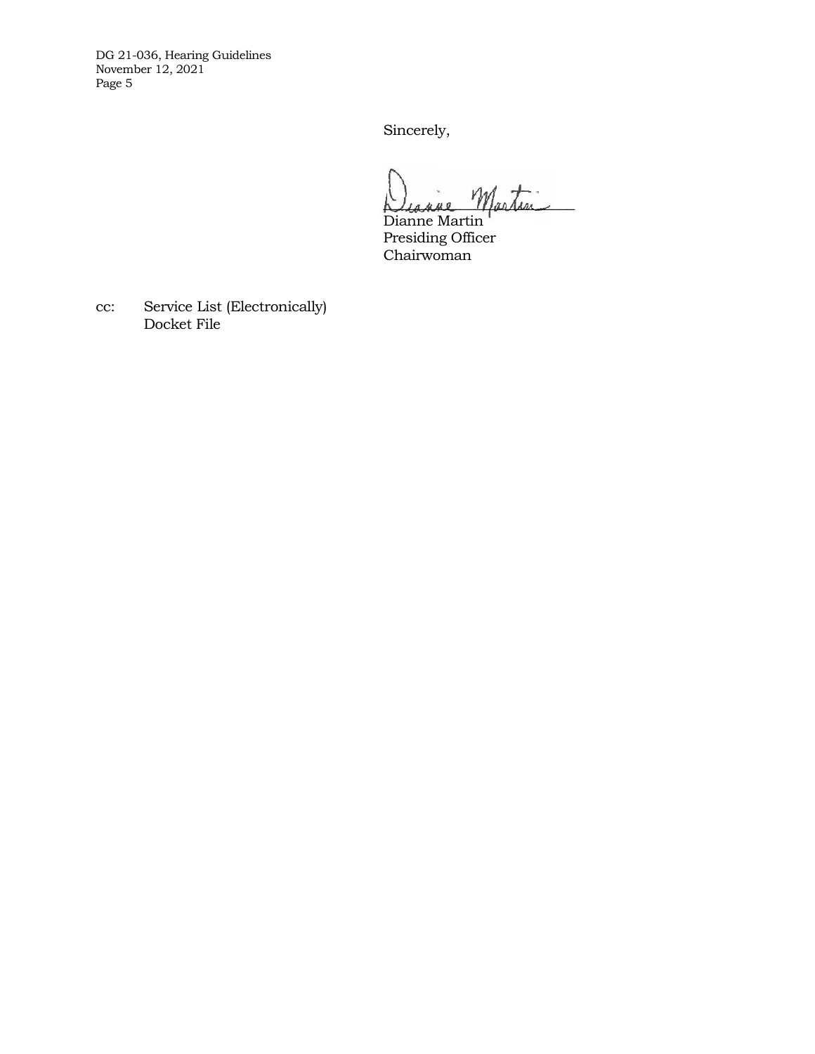Sincerely,

Dianne Martin
Presiding Officer
Chairwoman

cc: Service List (Electronically)
Docket File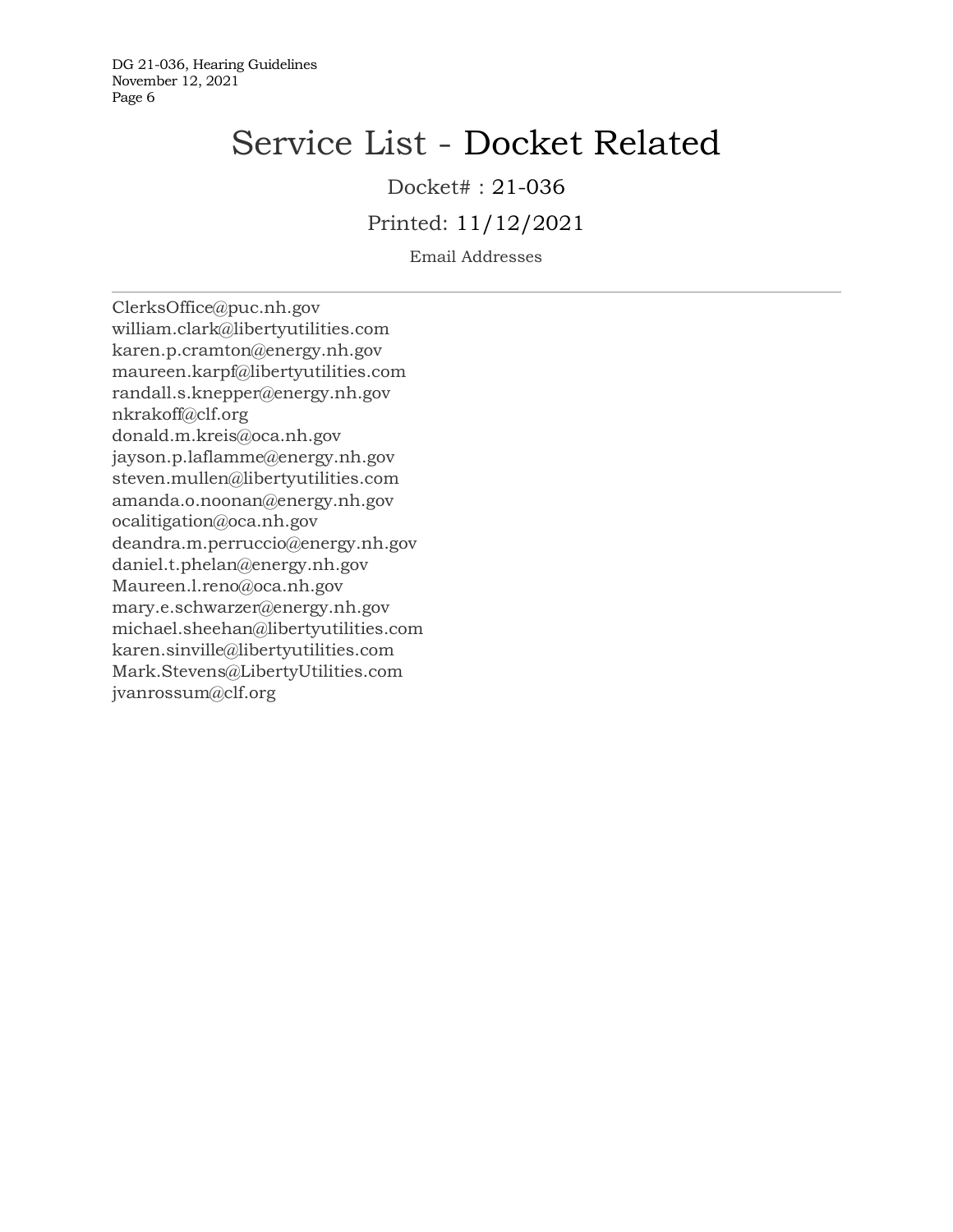# Service List - Docket Related

Docket# : 21-036

Printed: 11/12/2021

Email Addresses

---

ClerksOffice@puc.nh.gov
william.clark@libertyutilities.com
karen.p.cramton@energy.nh.gov
maureen.karpf@libertyutilities.com
randall.s.knepper@energy.nh.gov
nkrakoff@clf.org
donald.m.kreis@oca.nh.gov
jayson.p.laflamme@energy.nh.gov
steven.mullen@libertyutilities.com
amanda.o.noonan@energy.nh.gov
ocalitigation@oca.nh.gov
deandra.m.perruccio@energy.nh.gov
daniel.t.phelan@energy.nh.gov
Maureen.l.reno@oca.nh.gov
mary.e.schwarzer@energy.nh.gov
michael.sheehan@libertyutilities.com
karen.sinville@libertyutilities.com
Mark.Stevens@LibertyUtilities.com
jvanrossum@clf.org